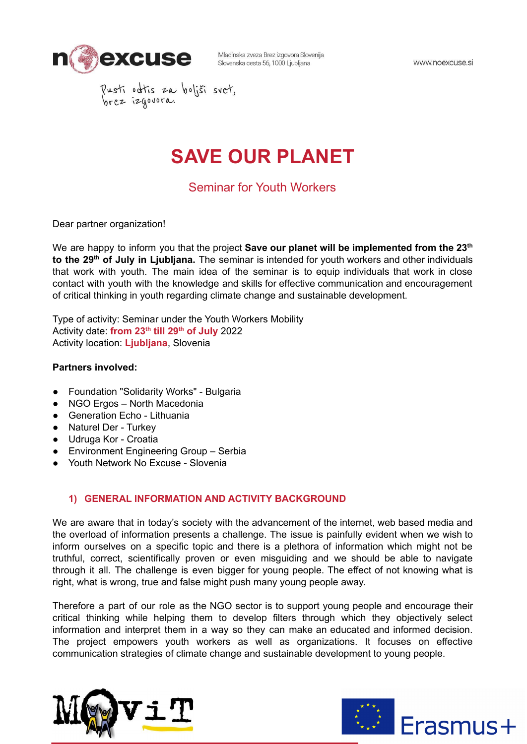Mladinska zveza Brez izgovora Slovenija
Slovenska cesta 56, 1000 Ljubljana

www.noexcuse.si

Pusti odtis za boljši svet, brez izgovora.

# SAVE OUR PLANET

## Seminar for Youth Workers

Dear partner organization!

We are happy to inform you that the project **Save our planet will be implemented from the 23th to the 29th of July in Ljubljana.** The seminar is intended for youth workers and other individuals that work with youth. The main idea of the seminar is to equip individuals that work in close contact with youth with the knowledge and skills for effective communication and encouragement of critical thinking in youth regarding climate change and sustainable development.

Type of activity: Seminar under the Youth Workers Mobility
Activity date: **from 23th till 29th of July** 2022
Activity location: **Ljubljana**, Slovenia

**Partners involved:**

- Foundation "Solidarity Works" - Bulgaria
- NGO Ergos – North Macedonia
- Generation Echo - Lithuania
- Naturel Der - Turkey
- Udruga Kor - Croatia
- Environment Engineering Group – Serbia
- Youth Network No Excuse - Slovenia

### 1) GENERAL INFORMATION AND ACTIVITY BACKGROUND

We are aware that in today's society with the advancement of the internet, web based media and the overload of information presents a challenge. The issue is painfully evident when we wish to inform ourselves on a specific topic and there is a plethora of information which might not be truthful, correct, scientifically proven or even misguiding and we should be able to navigate through it all. The challenge is even bigger for young people. The effect of not knowing what is right, what is wrong, true and false might push many young people away.

Therefore a part of our role as the NGO sector is to support young people and encourage their critical thinking while helping them to develop filters through which they objectively select information and interpret them in a way so they can make an educated and informed decision. The project empowers youth workers as well as organizations. It focuses on effective communication strategies of climate change and sustainable development to young people.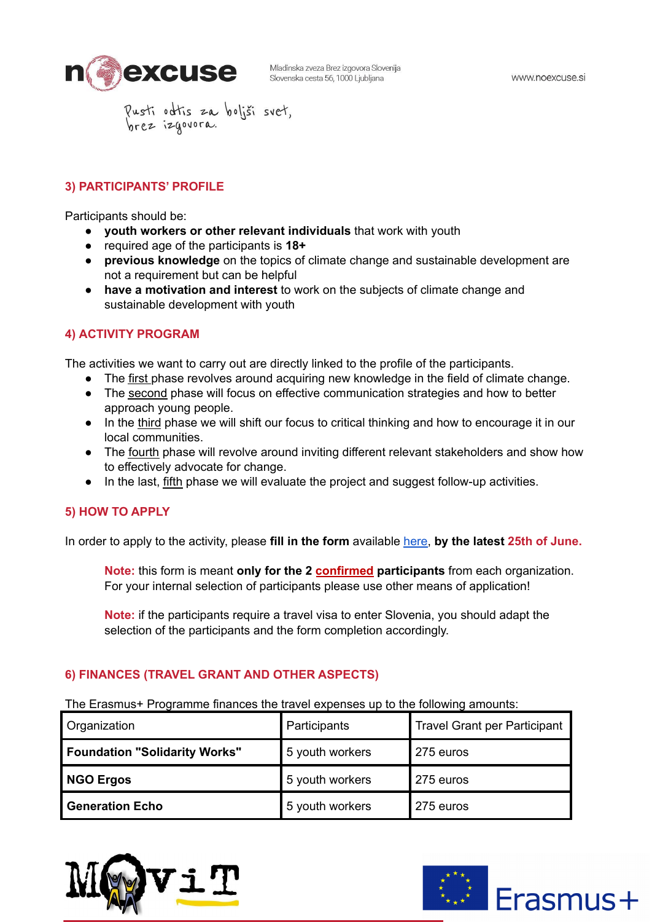## 3) PARTICIPANTS' PROFILE

Participants should be:

- **youth workers or other relevant individuals** that work with youth
- required age of the participants is **18+**
- **previous knowledge** on the topics of climate change and sustainable development are not a requirement but can be helpful
- **have a motivation and interest** to work on the subjects of climate change and sustainable development with youth

## 4) ACTIVITY PROGRAM

The activities we want to carry out are directly linked to the profile of the participants.

- The first phase revolves around acquiring new knowledge in the field of climate change.
- The second phase will focus on effective communication strategies and how to better approach young people.
- In the third phase we will shift our focus to critical thinking and how to encourage it in our local communities.
- The fourth phase will revolve around inviting different relevant stakeholders and show how to effectively advocate for change.
- In the last, fifth phase we will evaluate the project and suggest follow-up activities.

## 5) HOW TO APPLY

In order to apply to the activity, please **fill in the form** available here, **by the latest 25th of June.**

> **Note:** this form is meant **only for the 2 confirmed participants** from each organization. For your internal selection of participants please use other means of application!
>
> **Note:** if the participants require a travel visa to enter Slovenia, you should adapt the selection of the participants and the form completion accordingly.

## 6) FINANCES (TRAVEL GRANT AND OTHER ASPECTS)

The Erasmus+ Programme finances the travel expenses up to the following amounts:

| Organization | Participants | Travel Grant per Participant |
|---|---|---|
| **Foundation "Solidarity Works"** | 5 youth workers | 275 euros |
| **NGO Ergos** | 5 youth workers | 275 euros |
| **Generation Echo** | 5 youth workers | 275 euros |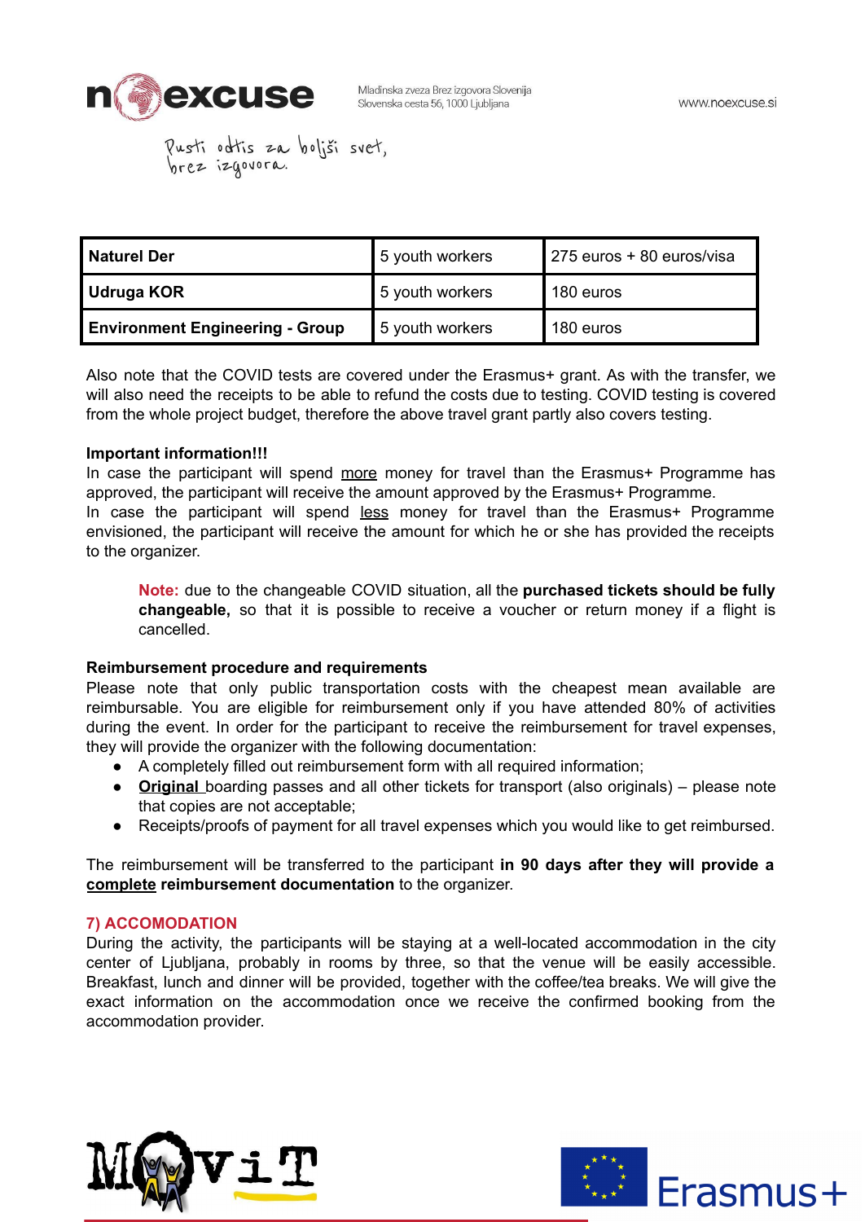| Naturel Der | 5 youth workers | 275 euros + 80 euros/visa |
|---|---|---|
| Udruga KOR | 5 youth workers | 180 euros |
| Environment Engineering - Group | 5 youth workers | 180 euros |

Also note that the COVID tests are covered under the Erasmus+ grant. As with the transfer, we will also need the receipts to be able to refund the costs due to testing. COVID testing is covered from the whole project budget, therefore the above travel grant partly also covers testing.

**Important information!!!**
In case the participant will spend more money for travel than the Erasmus+ Programme has approved, the participant will receive the amount approved by the Erasmus+ Programme.
In case the participant will spend less money for travel than the Erasmus+ Programme envisioned, the participant will receive the amount for which he or she has provided the receipts to the organizer.

> **Note:** due to the changeable COVID situation, all the **purchased tickets should be fully changeable,** so that it is possible to receive a voucher or return money if a flight is cancelled.

**Reimbursement procedure and requirements**
Please note that only public transportation costs with the cheapest mean available are reimbursable. You are eligible for reimbursement only if you have attended 80% of activities during the event. In order for the participant to receive the reimbursement for travel expenses, they will provide the organizer with the following documentation:

- A completely filled out reimbursement form with all required information;
- **Original** boarding passes and all other tickets for transport (also originals) – please note that copies are not acceptable;
- Receipts/proofs of payment for all travel expenses which you would like to get reimbursed.

The reimbursement will be transferred to the participant **in 90 days after they will provide a complete reimbursement documentation** to the organizer.

## 7) ACCOMODATION

During the activity, the participants will be staying at a well-located accommodation in the city center of Ljubljana, probably in rooms by three, so that the venue will be easily accessible. Breakfast, lunch and dinner will be provided, together with the coffee/tea breaks. We will give the exact information on the accommodation once we receive the confirmed booking from the accommodation provider.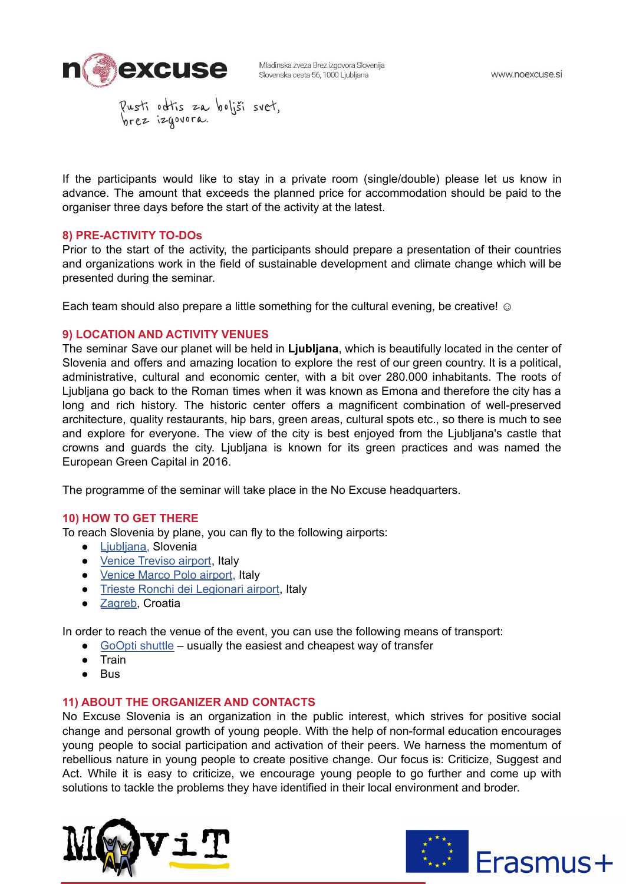If the participants would like to stay in a private room (single/double) please let us know in advance. The amount that exceeds the planned price for accommodation should be paid to the organiser three days before the start of the activity at the latest.

## 8) PRE-ACTIVITY TO-DOs

Prior to the start of the activity, the participants should prepare a presentation of their countries and organizations work in the field of sustainable development and climate change which will be presented during the seminar.

Each team should also prepare a little something for the cultural evening, be creative! ☺

## 9) LOCATION AND ACTIVITY VENUES

The seminar Save our planet will be held in **Ljubljana**, which is beautifully located in the center of Slovenia and offers and amazing location to explore the rest of our green country. It is a political, administrative, cultural and economic center, with a bit over 280.000 inhabitants. The roots of Ljubljana go back to the Roman times when it was known as Emona and therefore the city has a long and rich history. The historic center offers a magnificent combination of well-preserved architecture, quality restaurants, hip bars, green areas, cultural spots etc., so there is much to see and explore for everyone. The view of the city is best enjoyed from the Ljubljana's castle that crowns and guards the city. Ljubljana is known for its green practices and was named the European Green Capital in 2016.

The programme of the seminar will take place in the No Excuse headquarters.

## 10) HOW TO GET THERE

To reach Slovenia by plane, you can fly to the following airports:

- Ljubljana, Slovenia
- Venice Treviso airport, Italy
- Venice Marco Polo airport, Italy
- Trieste Ronchi dei Legionari airport, Italy
- Zagreb, Croatia

In order to reach the venue of the event, you can use the following means of transport:

- GoOpti shuttle – usually the easiest and cheapest way of transfer
- Train
- Bus

## 11) ABOUT THE ORGANIZER AND CONTACTS

No Excuse Slovenia is an organization in the public interest, which strives for positive social change and personal growth of young people. With the help of non-formal education encourages young people to social participation and activation of their peers. We harness the momentum of rebellious nature in young people to create positive change. Our focus is: Criticize, Suggest and Act. While it is easy to criticize, we encourage young people to go further and come up with solutions to tackle the problems they have identified in their local environment and broder.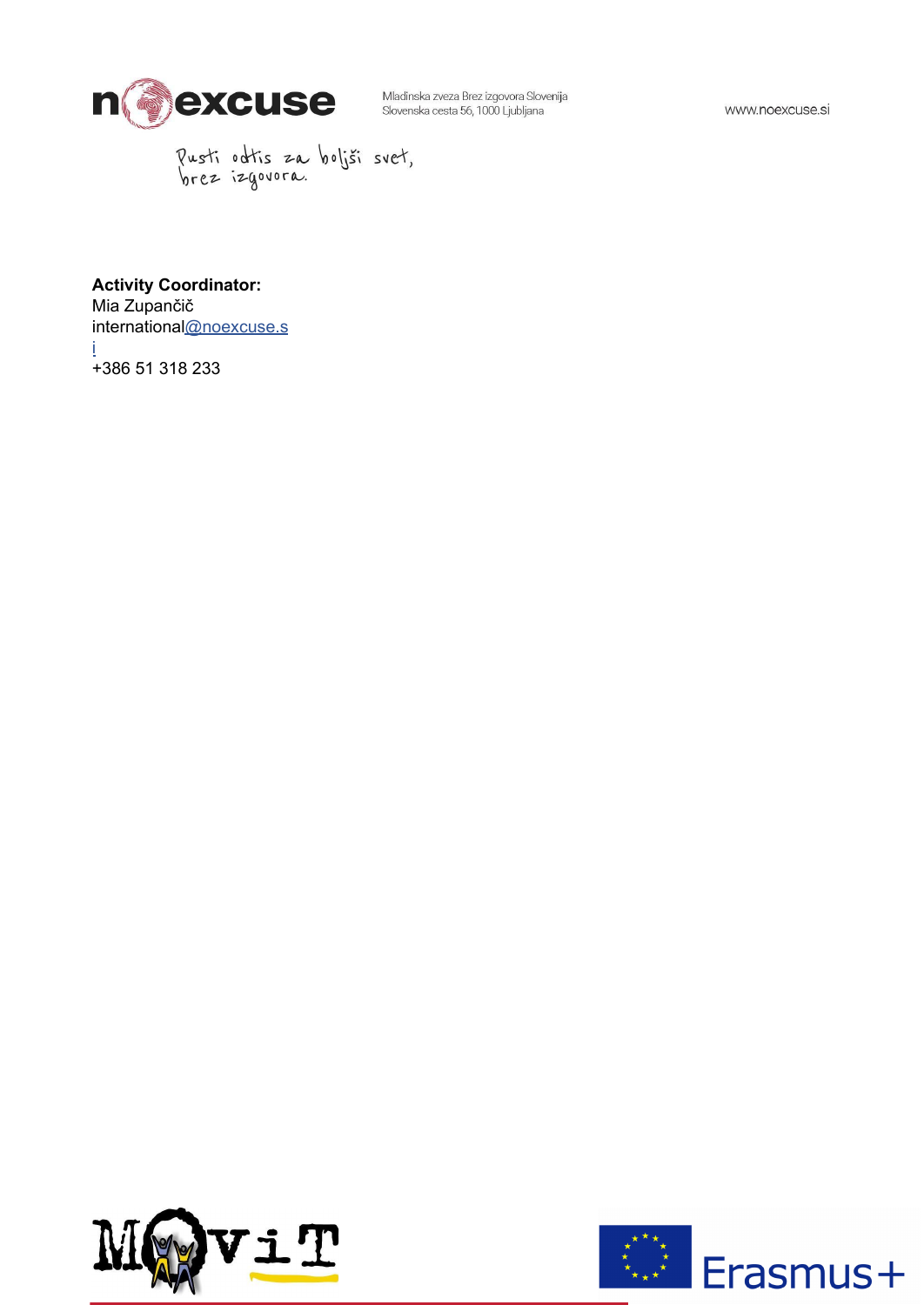**Activity Coordinator:**
Mia Zupančič
international@noexcuse.si
+386 51 318 233